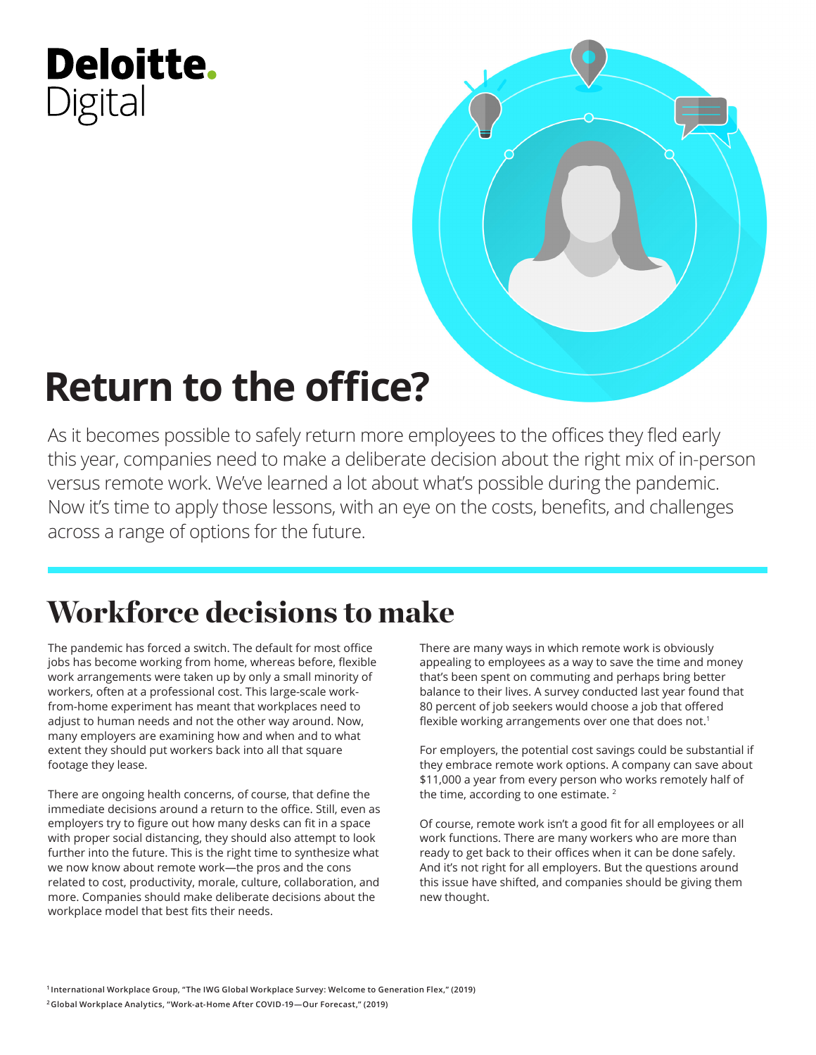Deloitte.
Digital

# Return to the office?

As it becomes possible to safely return more employees to the offices they fled early this year, companies need to make a deliberate decision about the right mix of in-person versus remote work. We've learned a lot about what's possible during the pandemic. Now it's time to apply those lessons, with an eye on the costs, benefits, and challenges across a range of options for the future.

## Workforce decisions to make

The pandemic has forced a switch. The default for most office jobs has become working from home, whereas before, flexible work arrangements were taken up by only a small minority of workers, often at a professional cost. This large-scale work-from-home experiment has meant that workplaces need to adjust to human needs and not the other way around. Now, many employers are examining how and when and to what extent they should put workers back into all that square footage they lease.

There are ongoing health concerns, of course, that define the immediate decisions around a return to the office. Still, even as employers try to figure out how many desks can fit in a space with proper social distancing, they should also attempt to look further into the future. This is the right time to synthesize what we now know about remote work—the pros and the cons related to cost, productivity, morale, culture, collaboration, and more. Companies should make deliberate decisions about the workplace model that best fits their needs.

There are many ways in which remote work is obviously appealing to employees as a way to save the time and money that's been spent on commuting and perhaps bring better balance to their lives. A survey conducted last year found that 80 percent of job seekers would choose a job that offered flexible working arrangements over one that does not.[1]

For employers, the potential cost savings could be substantial if they embrace remote work options. A company can save about $11,000 a year from every person who works remotely half of the time, according to one estimate. [2]

Of course, remote work isn't a good fit for all employees or all work functions. There are many workers who are more than ready to get back to their offices when it can be done safely. And it's not right for all employers. But the questions around this issue have shifted, and companies should be giving them new thought.

[1] International Workplace Group, "The IWG Global Workplace Survey: Welcome to Generation Flex," (2019)

[2] Global Workplace Analytics, "Work-at-Home After COVID-19—Our Forecast," (2019)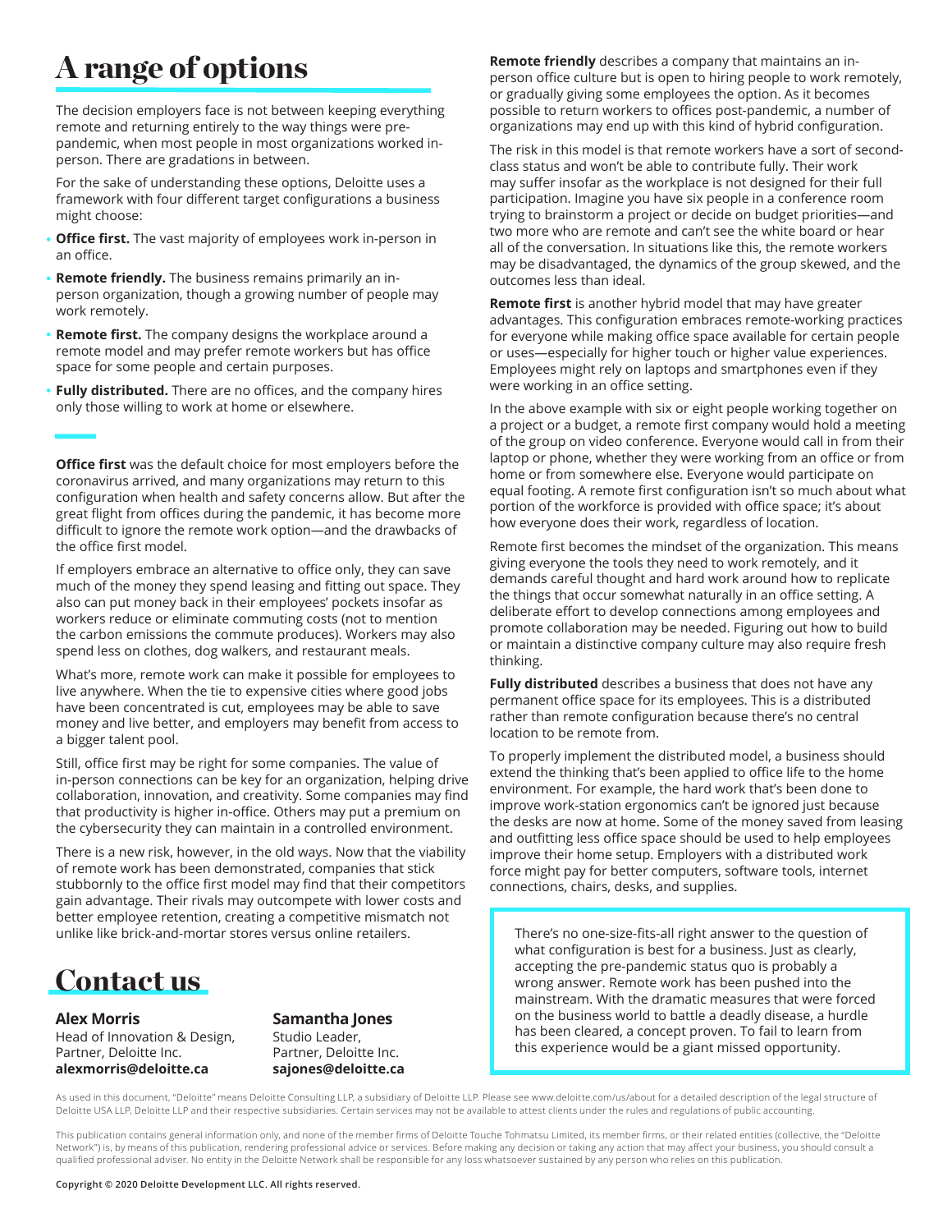# A range of options

The decision employers face is not between keeping everything remote and returning entirely to the way things were pre-pandemic, when most people in most organizations worked in-person. There are gradations in between.

For the sake of understanding these options, Deloitte uses a framework with four different target configurations a business might choose:

- **Office first.** The vast majority of employees work in-person in an office.
- **Remote friendly.** The business remains primarily an in-person organization, though a growing number of people may work remotely.
- **Remote first.** The company designs the workplace around a remote model and may prefer remote workers but has office space for some people and certain purposes.
- **Fully distributed.** There are no offices, and the company hires only those willing to work at home or elsewhere.

**Office first** was the default choice for most employers before the coronavirus arrived, and many organizations may return to this configuration when health and safety concerns allow. But after the great flight from offices during the pandemic, it has become more difficult to ignore the remote work option—and the drawbacks of the office first model.

If employers embrace an alternative to office only, they can save much of the money they spend leasing and fitting out space. They also can put money back in their employees' pockets insofar as workers reduce or eliminate commuting costs (not to mention the carbon emissions the commute produces). Workers may also spend less on clothes, dog walkers, and restaurant meals.

What's more, remote work can make it possible for employees to live anywhere. When the tie to expensive cities where good jobs have been concentrated is cut, employees may be able to save money and live better, and employers may benefit from access to a bigger talent pool.

Still, office first may be right for some companies. The value of in-person connections can be key for an organization, helping drive collaboration, innovation, and creativity. Some companies may find that productivity is higher in-office. Others may put a premium on the cybersecurity they can maintain in a controlled environment.

There is a new risk, however, in the old ways. Now that the viability of remote work has been demonstrated, companies that stick stubbornly to the office first model may find that their competitors gain advantage. Their rivals may outcompete with lower costs and better employee retention, creating a competitive mismatch not unlike like brick-and-mortar stores versus online retailers.

**Remote friendly** describes a company that maintains an in-person office culture but is open to hiring people to work remotely, or gradually giving some employees the option. As it becomes possible to return workers to offices post-pandemic, a number of organizations may end up with this kind of hybrid configuration.

The risk in this model is that remote workers have a sort of second-class status and won't be able to contribute fully. Their work may suffer insofar as the workplace is not designed for their full participation. Imagine you have six people in a conference room trying to brainstorm a project or decide on budget priorities—and two more who are remote and can't see the white board or hear all of the conversation. In situations like this, the remote workers may be disadvantaged, the dynamics of the group skewed, and the outcomes less than ideal.

**Remote first** is another hybrid model that may have greater advantages. This configuration embraces remote-working practices for everyone while making office space available for certain people or uses—especially for higher touch or higher value experiences. Employees might rely on laptops and smartphones even if they were working in an office setting.

In the above example with six or eight people working together on a project or a budget, a remote first company would hold a meeting of the group on video conference. Everyone would call in from their laptop or phone, whether they were working from an office or from home or from somewhere else. Everyone would participate on equal footing. A remote first configuration isn't so much about what portion of the workforce is provided with office space; it's about how everyone does their work, regardless of location.

Remote first becomes the mindset of the organization. This means giving everyone the tools they need to work remotely, and it demands careful thought and hard work around how to replicate the things that occur somewhat naturally in an office setting. A deliberate effort to develop connections among employees and promote collaboration may be needed. Figuring out how to build or maintain a distinctive company culture may also require fresh thinking.

**Fully distributed** describes a business that does not have any permanent office space for its employees. This is a distributed rather than remote configuration because there's no central location to be remote from.

To properly implement the distributed model, a business should extend the thinking that's been applied to office life to the home environment. For example, the hard work that's been done to improve work-station ergonomics can't be ignored just because the desks are now at home. Some of the money saved from leasing and outfitting less office space should be used to help employees improve their home setup. Employers with a distributed work force might pay for better computers, software tools, internet connections, chairs, desks, and supplies.

> There's no one-size-fits-all right answer to the question of what configuration is best for a business. Just as clearly, accepting the pre-pandemic status quo is probably a wrong answer. Remote work has been pushed into the mainstream. With the dramatic measures that were forced on the business world to battle a deadly disease, a hurdle has been cleared, a concept proven. To fail to learn from this experience would be a giant missed opportunity.

# Contact us

**Alex Morris**
Head of Innovation & Design,
Partner, Deloitte Inc.
**alexmorris@deloitte.ca**

**Samantha Jones**
Studio Leader,
Partner, Deloitte Inc.
**sajones@deloitte.ca**

As used in this document, "Deloitte" means Deloitte Consulting LLP, a subsidiary of Deloitte LLP. Please see www.deloitte.com/us/about for a detailed description of the legal structure of Deloitte USA LLP, Deloitte LLP and their respective subsidiaries. Certain services may not be available to attest clients under the rules and regulations of public accounting.

This publication contains general information only, and none of the member firms of Deloitte Touche Tohmatsu Limited, its member firms, or their related entities (collective, the "Deloitte Network") is, by means of this publication, rendering professional advice or services. Before making any decision or taking any action that may affect your business, you should consult a qualified professional adviser. No entity in the Deloitte Network shall be responsible for any loss whatsoever sustained by any person who relies on this publication.

**Copyright © 2020 Deloitte Development LLC. All rights reserved.**